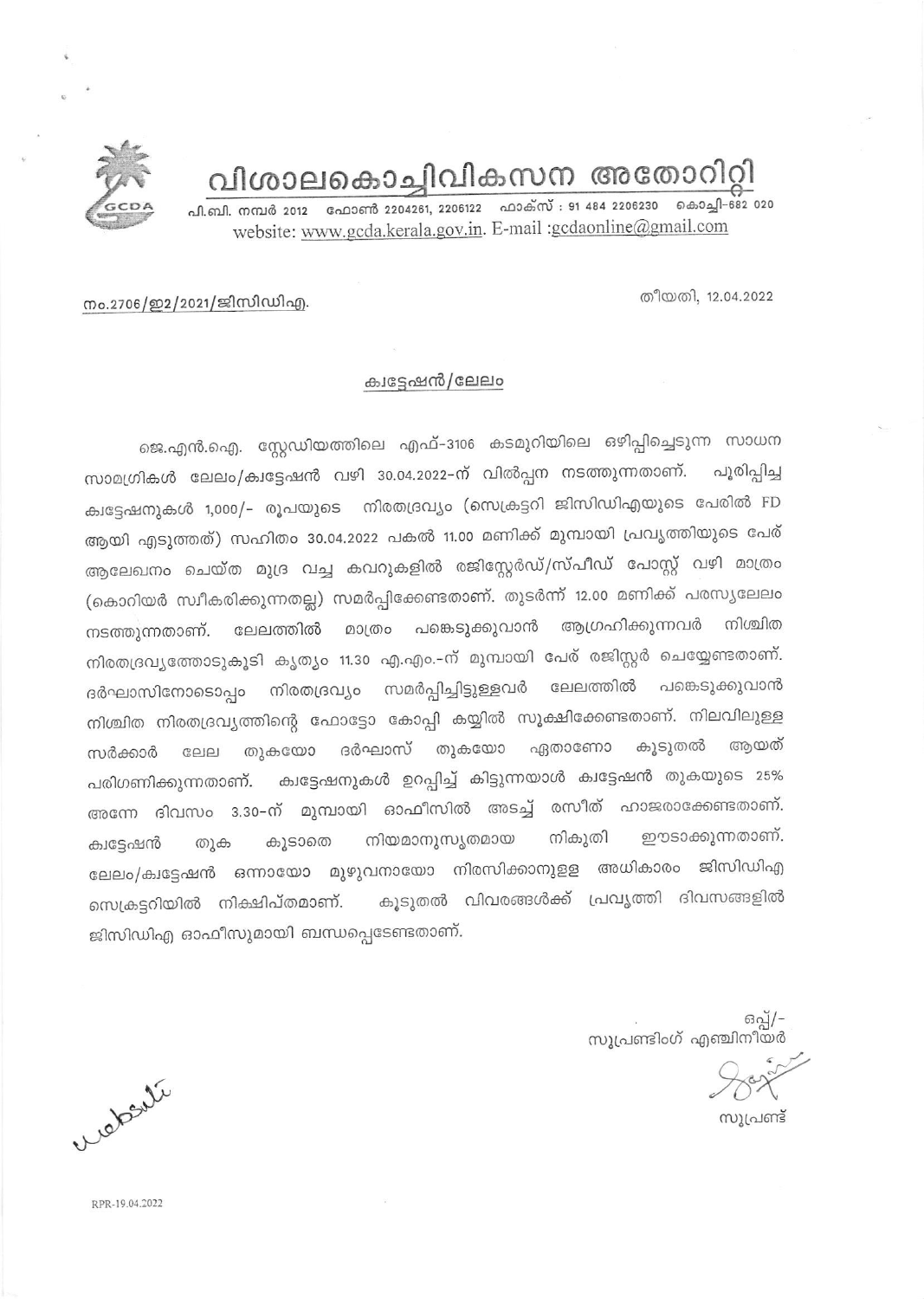# വിശാലകൊച്ചിവികസന അതോറിറ്റി

പി.ബി. നമ്പർ 2012 ഫോൺ 2204261, 2206122 ഫാക്സ് : 91 484 2206230 കൊച്ചി-682 020
website: www.gcda.kerala.gov.in. E-mail :gcdaonline@gmail.com

നം.2706/ഇ2/2021/ജിസിഡിഎ. തീയതി, 12.04.2022

## ക്വട്ടേഷൻ/ലേലം

ജെ.എൻ.ഐ. സ്റ്റേഡിയത്തിലെ എഫ്-3106 കടമുറിയിലെ ഒഴിപ്പിച്ചെടുന്ന സാധന സാമഗ്രികൾ ലേലം/ക്വട്ടേഷൻ വഴി 30.04.2022-ന് വിൽപ്പന നടത്തുന്നതാണ്. പൂരിപ്പിച്ച ക്വട്ടേഷനുകൾ 1,000/- രൂപയുടെ നിരതദ്രവ്യം (സെക്രട്ടറി ജിസിഡിഎയുടെ പേരിൽ FD ആയി എടുത്തത്) സഹിതം 30.04.2022 പകൽ 11.00 മണിക്ക് മുമ്പായി പ്രവൃത്തിയുടെ പേര് ആലേഖനം ചെയ്ത മുദ്ര വച്ച കവറുകളിൽ രജിസ്റ്റേർഡ്/സ്പീഡ് പോസ്റ്റ് വഴി മാത്രം (കൊറിയർ സ്വീകരിക്കുന്നതല്ല) സമർപ്പിക്കേണ്ടതാണ്. തുടർന്ന് 12.00 മണിക്ക് പരസ്യലേലം നടത്തുന്നതാണ്. ലേലത്തിൽ മാത്രം പങ്കെടുക്കുവാൻ ആഗ്രഹിക്കുന്നവർ നിശ്ചിത നിരതദ്രവ്യത്തോടുകൂടി കൃത്യം 11.30 എ.എം.-ന് മുമ്പായി പേര് രജിസ്റ്റർ ചെയ്യേണ്ടതാണ്. ദർഘാസിനോടൊപ്പം നിരതദ്രവ്യം സമർപ്പിച്ചിട്ടുള്ളവർ ലേലത്തിൽ പങ്കെടുക്കുവാൻ നിശ്ചിത നിരതദ്രവ്യത്തിന്റെ ഫോട്ടോ കോപ്പി കയ്യിൽ സൂക്ഷിക്കേണ്ടതാണ്. നിലവിലുള്ള സർക്കാർ ലേല തുകയോ ദർഘാസ് തുകയോ ഏതാണോ കൂടുതൽ ആയത് പരിഗണിക്കുന്നതാണ്. ക്വട്ടേഷനുകൾ ഉറപ്പിച്ച് കിട്ടുന്നയാൾ ക്വട്ടേഷൻ തുകയുടെ 25% അന്നേ ദിവസം 3.30-ന് മുമ്പായി ഓഫീസിൽ അടച്ച് രസീത് ഹാജരാക്കേണ്ടതാണ്. ക്വട്ടേഷൻ തുക കൂടാതെ നിയമാനുസൃതമായ നികുതി ഈടാക്കുന്നതാണ്. ലേലം/ക്വട്ടേഷൻ ഒന്നായോ മുഴുവനായോ നിരസിക്കാനുള്ള അധികാരം ജിസിഡിഎ സെക്രട്ടറിയിൽ നിക്ഷിപ്തമാണ്. കൂടുതൽ വിവരങ്ങൾക്ക് പ്രവൃത്തി ദിവസങ്ങളിൽ ജിസിഡിഎ ഓഫീസുമായി ബന്ധപ്പെടേണ്ടതാണ്.

ഒപ്പ്/-
സൂപ്രണ്ടിംഗ് എഞ്ചിനീയർ

സൂപ്രണ്ട്

website

RPR-19.04.2022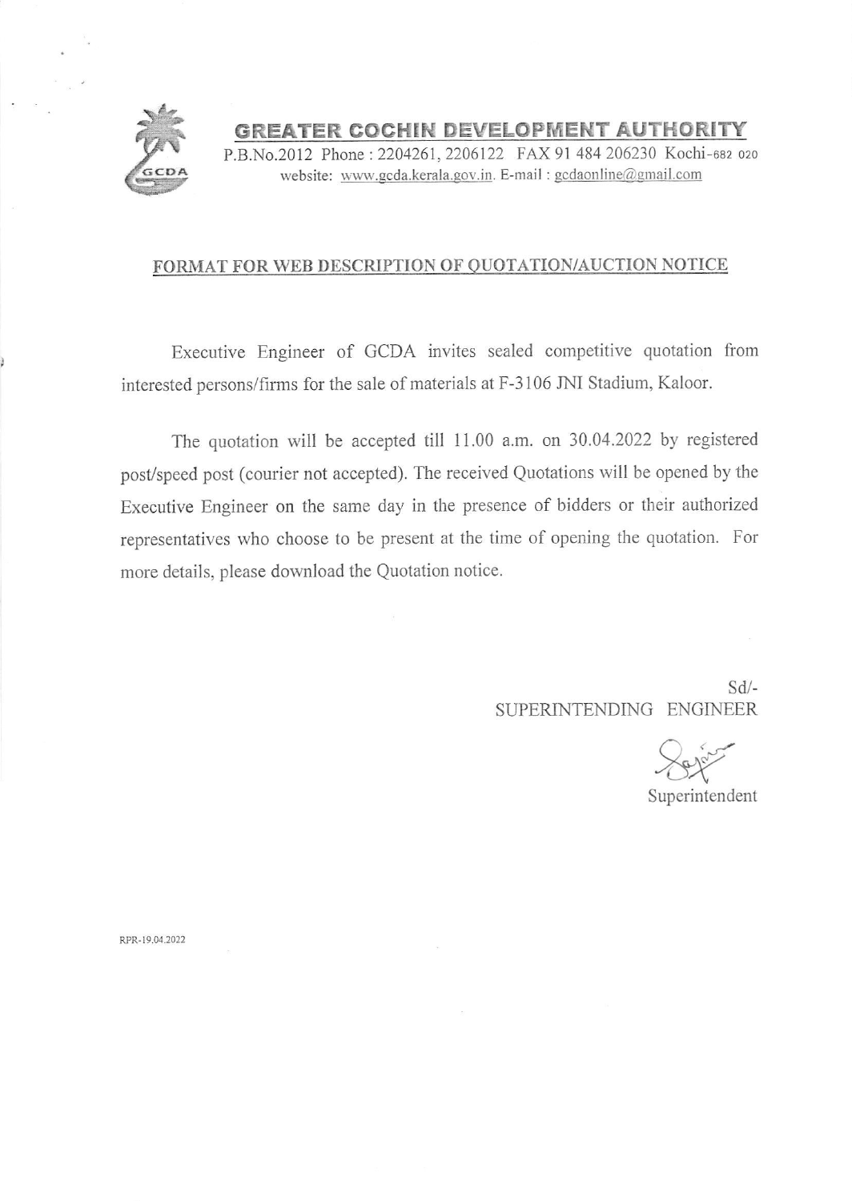# GREATER COCHIN DEVELOPMENT AUTHORITY

P.B.No.2012 Phone : 2204261, 2206122 FAX 91 484 206230 Kochi-682 020
website: www.gcda.kerala.gov.in. E-mail : gcdaonline@gmail.com

## FORMAT FOR WEB DESCRIPTION OF QUOTATION/AUCTION NOTICE

Executive Engineer of GCDA invites sealed competitive quotation from interested persons/firms for the sale of materials at F-3106 JNI Stadium, Kaloor.

The quotation will be accepted till 11.00 a.m. on 30.04.2022 by registered post/speed post (courier not accepted). The received Quotations will be opened by the Executive Engineer on the same day in the presence of bidders or their authorized representatives who choose to be present at the time of opening the quotation. For more details, please download the Quotation notice.

Sd/-
SUPERINTENDING ENGINEER

Superintendent

RPR-19.04.2022